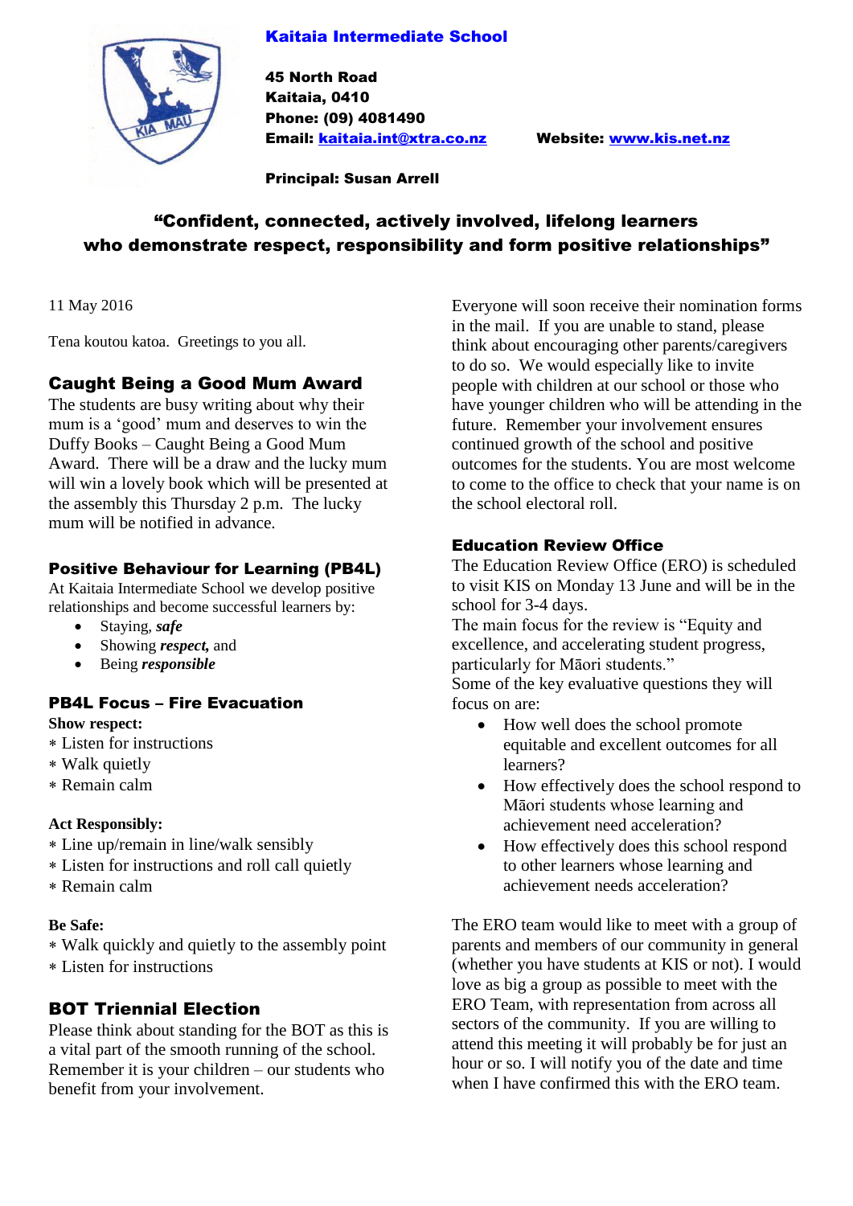# Kaitaia Intermediate School

**45 North Road**
**Kaitaia, 0410**
**Phone: (09) 4081490**
**Email: kaitaia.int@xtra.co.nz** **Website: www.kis.net.nz**

**Principal: Susan Arrell**

**"Confident, connected, actively involved, lifelong learners who demonstrate respect, responsibility and form positive relationships"**

11 May 2016

Tena koutou katoa. Greetings to you all.

## Caught Being a Good Mum Award

The students are busy writing about why their mum is a 'good' mum and deserves to win the Duffy Books – Caught Being a Good Mum Award. There will be a draw and the lucky mum will win a lovely book which will be presented at the assembly this Thursday 2 p.m. The lucky mum will be notified in advance.

## Positive Behaviour for Learning (PB4L)

At Kaitaia Intermediate School we develop positive relationships and become successful learners by:

- Staying, ***safe***
- Showing ***respect,*** and
- Being ***responsible***

## PB4L Focus – Fire Evacuation

**Show respect:**

∗ Listen for instructions
∗ Walk quietly
∗ Remain calm

**Act Responsibly:**

∗ Line up/remain in line/walk sensibly
∗ Listen for instructions and roll call quietly
∗ Remain calm

**Be Safe:**

∗ Walk quickly and quietly to the assembly point
∗ Listen for instructions

## BOT Triennial Election

Please think about standing for the BOT as this is a vital part of the smooth running of the school. Remember it is your children – our students who benefit from your involvement.

Everyone will soon receive their nomination forms in the mail. If you are unable to stand, please think about encouraging other parents/caregivers to do so. We would especially like to invite people with children at our school or those who have younger children who will be attending in the future. Remember your involvement ensures continued growth of the school and positive outcomes for the students. You are most welcome to come to the office to check that your name is on the school electoral roll.

## Education Review Office

The Education Review Office (ERO) is scheduled to visit KIS on Monday 13 June and will be in the school for 3-4 days.

The main focus for the review is "Equity and excellence, and accelerating student progress, particularly for Māori students."

Some of the key evaluative questions they will focus on are:

- How well does the school promote equitable and excellent outcomes for all learners?
- How effectively does the school respond to Māori students whose learning and achievement need acceleration?
- How effectively does this school respond to other learners whose learning and achievement needs acceleration?

The ERO team would like to meet with a group of parents and members of our community in general (whether you have students at KIS or not). I would love as big a group as possible to meet with the ERO Team, with representation from across all sectors of the community. If you are willing to attend this meeting it will probably be for just an hour or so. I will notify you of the date and time when I have confirmed this with the ERO team.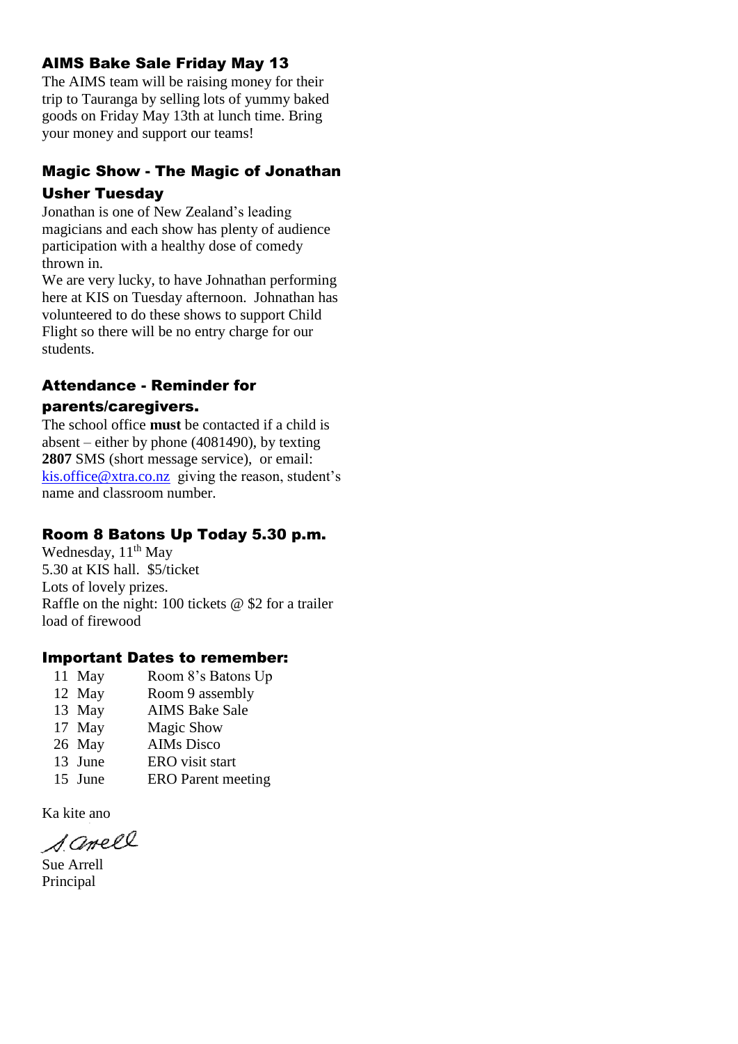## AIMS Bake Sale Friday May 13

The AIMS team will be raising money for their trip to Tauranga by selling lots of yummy baked goods on Friday May 13th at lunch time. Bring your money and support our teams!

## Magic Show - The Magic of Jonathan Usher Tuesday

Jonathan is one of New Zealand's leading magicians and each show has plenty of audience participation with a healthy dose of comedy thrown in.

We are very lucky, to have Johnathan performing here at KIS on Tuesday afternoon. Johnathan has volunteered to do these shows to support Child Flight so there will be no entry charge for our students.

## Attendance - Reminder for parents/caregivers.

The school office **must** be contacted if a child is absent – either by phone (4081490), by texting **2807** SMS (short message service), or email: kis.office@xtra.co.nz giving the reason, student's name and classroom number.

## Room 8 Batons Up Today 5.30 p.m.

Wednesday, 11th May
5.30 at KIS hall. $5/ticket
Lots of lovely prizes.
Raffle on the night: 100 tickets @ $2 for a trailer load of firewood

## Important Dates to remember:

| | |
|---|---|
| 11 May | Room 8's Batons Up |
| 12 May | Room 9 assembly |
| 13 May | AIMS Bake Sale |
| 17 May | Magic Show |
| 26 May | AIMs Disco |
| 13 June | ERO visit start |
| 15 June | ERO Parent meeting |

Ka kite ano

S. Arell

Sue Arrell
Principal